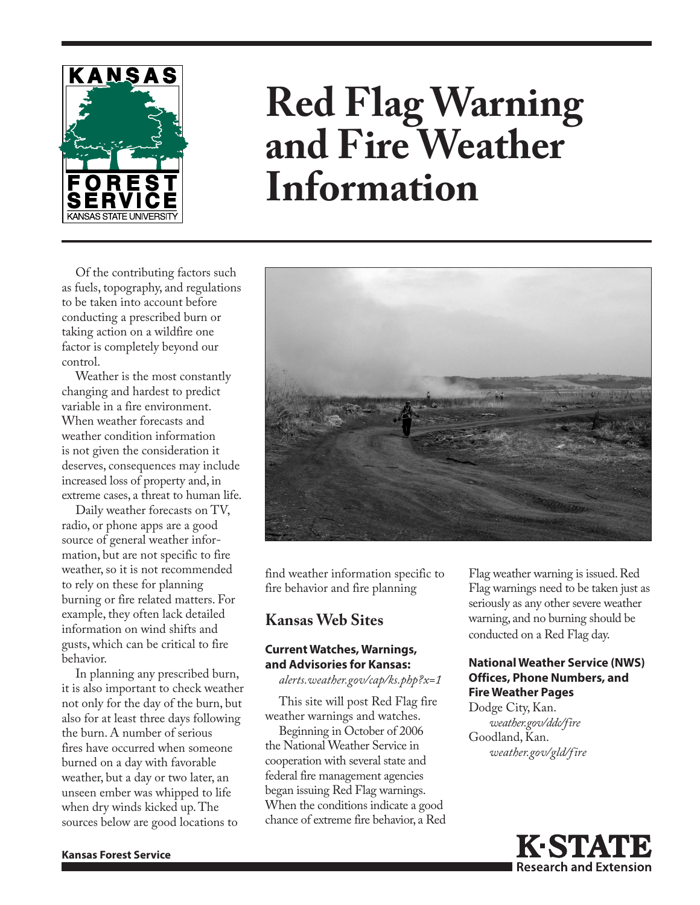# Red Flag Warning and Fire Weather Information

Of the contributing factors such as fuels, topography, and regulations to be taken into account before conducting a prescribed burn or taking action on a wildfire one factor is completely beyond our control.

Weather is the most constantly changing and hardest to predict variable in a fire environment. When weather forecasts and weather condition information is not given the consideration it deserves, consequences may include increased loss of property and, in extreme cases, a threat to human life.

Daily weather forecasts on TV, radio, or phone apps are a good source of general weather information, but are not specific to fire weather, so it is not recommended to rely on these for planning burning or fire related matters. For example, they often lack detailed information on wind shifts and gusts, which can be critical to fire behavior.

In planning any prescribed burn, it is also important to check weather not only for the day of the burn, but also for at least three days following the burn. A number of serious fires have occurred when someone burned on a day with favorable weather, but a day or two later, an unseen ember was whipped to life when dry winds kicked up. The sources below are good locations to find weather information specific to fire behavior and fire planning

## Kansas Web Sites

**Current Watches, Warnings, and Advisories for Kansas:**
*alerts.weather.gov/cap/ks.php?x=1*

This site will post Red Flag fire weather warnings and watches.

Beginning in October of 2006 the National Weather Service in cooperation with several state and federal fire management agencies began issuing Red Flag warnings. When the conditions indicate a good chance of extreme fire behavior, a Red Flag weather warning is issued. Red Flag warnings need to be taken just as seriously as any other severe weather warning, and no burning should be conducted on a Red Flag day.

**National Weather Service (NWS) Offices, Phone Numbers, and Fire Weather Pages**

Dodge City, Kan.
*weather.gov/ddc/fire*

Goodland, Kan.
*weather.gov/gld/fire*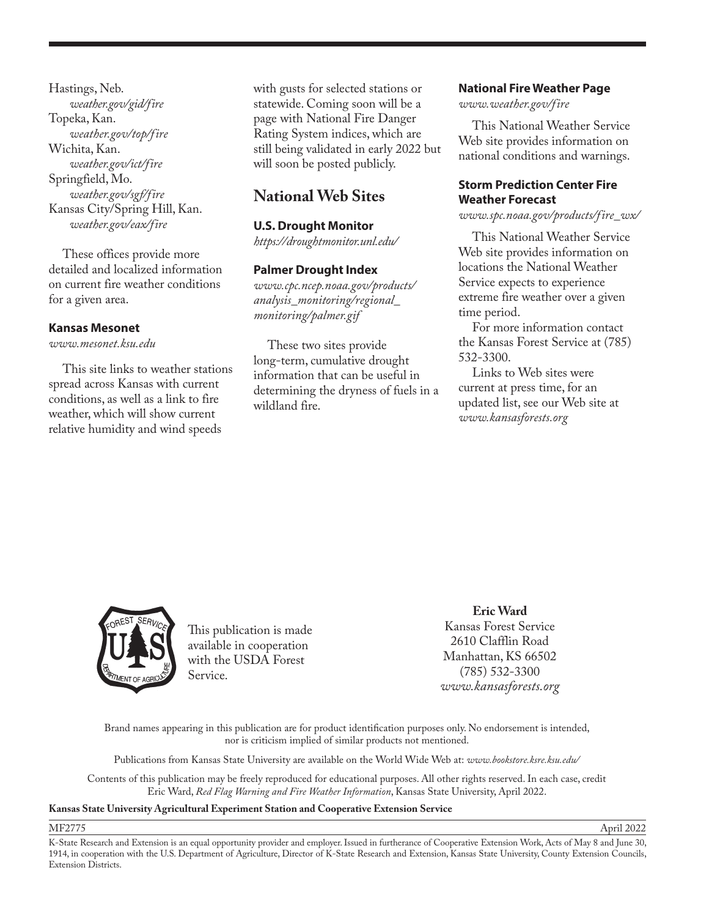Hastings, Neb.
*weather.gov/gid/fire*
Topeka, Kan.
*weather.gov/top/fire*
Wichita, Kan.
*weather.gov/ict/fire*
Springfield, Mo.
*weather.gov/sgf/fire*
Kansas City/Spring Hill, Kan.
*weather.gov/eax/fire*

These offices provide more detailed and localized information on current fire weather conditions for a given area.

**Kansas Mesonet**
*www.mesonet.ksu.edu*

This site links to weather stations spread across Kansas with current conditions, as well as a link to fire weather, which will show current relative humidity and wind speeds with gusts for selected stations or statewide. Coming soon will be a page with National Fire Danger Rating System indices, which are still being validated in early 2022 but will soon be posted publicly.

## National Web Sites

**U.S. Drought Monitor**
*https://droughtmonitor.unl.edu/*

**Palmer Drought Index**
*www.cpc.ncep.noaa.gov/products/analysis_monitoring/regional_monitoring/palmer.gif*

These two sites provide long-term, cumulative drought information that can be useful in determining the dryness of fuels in a wildland fire.

**National Fire Weather Page**
*www.weather.gov/fire*

This National Weather Service Web site provides information on national conditions and warnings.

**Storm Prediction Center Fire Weather Forecast**
*www.spc.noaa.gov/products/fire_wx/*

This National Weather Service Web site provides information on locations the National Weather Service expects to experience extreme fire weather over a given time period.

For more information contact the Kansas Forest Service at (785) 532-3300.

Links to Web sites were current at press time, for an updated list, see our Web site at *www.kansasforests.org*

This publication is made available in cooperation with the USDA Forest Service.

**Eric Ward**
Kansas Forest Service
2610 Clafflin Road
Manhattan, KS 66502
(785) 532-3300
*www.kansasforests.org*

Brand names appearing in this publication are for product identification purposes only. No endorsement is intended, nor is criticism implied of similar products not mentioned.

Publications from Kansas State University are available on the World Wide Web at: *www.bookstore.ksre.ksu.edu/*

Contents of this publication may be freely reproduced for educational purposes. All other rights reserved. In each case, credit Eric Ward, *Red Flag Warning and Fire Weather Information*, Kansas State University, April 2022.

**Kansas State University Agricultural Experiment Station and Cooperative Extension Service**

MF2775 April 2022

K-State Research and Extension is an equal opportunity provider and employer. Issued in furtherance of Cooperative Extension Work, Acts of May 8 and June 30, 1914, in cooperation with the U.S. Department of Agriculture, Director of K-State Research and Extension, Kansas State University, County Extension Councils, Extension Districts.